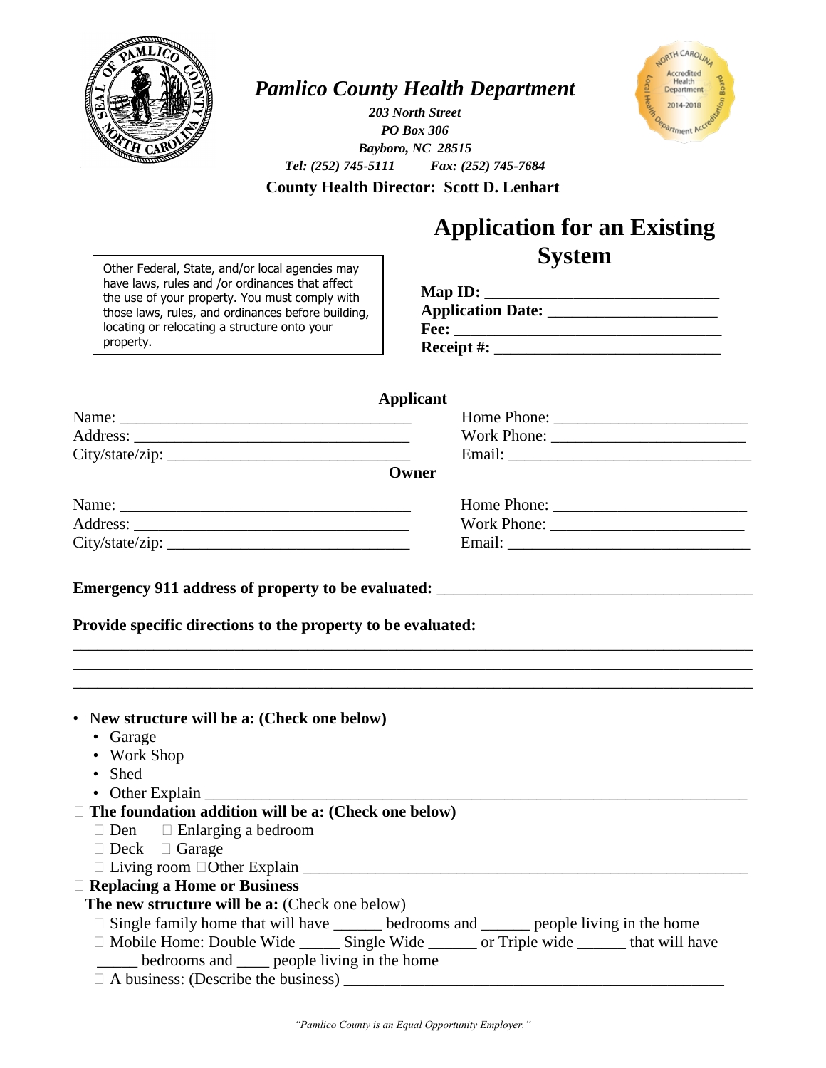# *Pamlico County Health Department*

*203 North Street*
*PO Box 306*
*Bayboro, NC 28515*
*Tel: (252) 745-5111* *Fax: (252) 745-7684*

**County Health Director: Scott D. Lenhart**

# Application for an Existing System

> Other Federal, State, and/or local agencies may have laws, rules and /or ordinances that affect the use of your property. You must comply with those laws, rules, and ordinances before building, locating or relocating a structure onto your property.

**Map ID:** ____________________________
**Application Date:** ____________________
**Fee:** _________________________________
**Receipt #:** ___________________________

**Applicant**

Name: ____________________________________ Home Phone: ______________________
Address: __________________________________ Work Phone: ______________________
City/state/zip: ______________________________ Email: ____________________________

**Owner**

Name: ____________________________________ Home Phone: ______________________
Address: __________________________________ Work Phone: ______________________
City/state/zip: ______________________________ Email: ____________________________

**Emergency 911 address of property to be evaluated:** ______________________________________

**Provide specific directions to the property to be evaluated:**

______________________________________________________________________________
______________________________________________________________________________
______________________________________________________________________________

- **New structure will be a: (Check one below)**
  - Garage
  - Work Shop
  - Shed
  - Other Explain ____________________________________________________________

☐ **The foundation addition will be a: (Check one below)**
- ☐ Den ☐ Enlarging a bedroom
- ☐ Deck ☐ Garage
- ☐ Living room ☐Other Explain _____________________________________________

☐ **Replacing a Home or Business**

**The new structure will be a:** (Check one below)
- ☐ Single family home that will have ______ bedrooms and ______ people living in the home
- ☐ Mobile Home: Double Wide _____ Single Wide ______ or Triple wide ______ that will have _____ bedrooms and ____ people living in the home
- ☐ A business: (Describe the business) _______________________________________________

*"Pamlico County is an Equal Opportunity Employer."*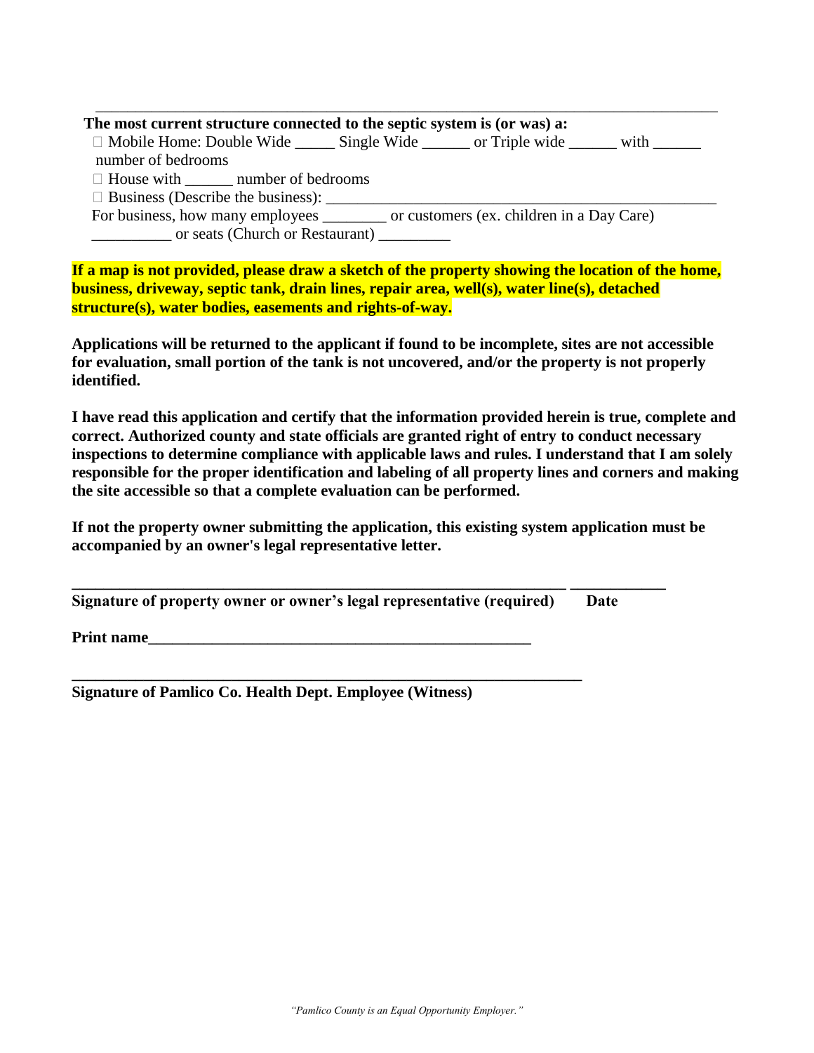**The most current structure connected to the septic system is (or was) a:**

☐ Mobile Home: Double Wide _____ Single Wide ______ or Triple wide ______ with ______ number of bedrooms

☐ House with ______ number of bedrooms

☐ Business (Describe the business): ________________________________________________

For business, how many employees ________ or customers (ex. children in a Day Care) __________ or seats (Church or Restaurant) _________

**If a map is not provided, please draw a sketch of the property showing the location of the home, business, driveway, septic tank, drain lines, repair area, well(s), water line(s), detached structure(s), water bodies, easements and rights-of-way.**

**Applications will be returned to the applicant if found to be incomplete, sites are not accessible for evaluation, small portion of the tank is not uncovered, and/or the property is not properly identified.**

**I have read this application and certify that the information provided herein is true, complete and correct. Authorized county and state officials are granted right of entry to conduct necessary inspections to determine compliance with applicable laws and rules. I understand that I am solely responsible for the proper identification and labeling of all property lines and corners and making the site accessible so that a complete evaluation can be performed.**

**If not the property owner submitting the application, this existing system application must be accompanied by an owner's legal representative letter.**

**_______________________________________________________________ ____________**

**Signature of property owner or owner's legal representative (required) Date**

**Print name_________________________________________________**

**_________________________________________________________________**

**Signature of Pamlico Co. Health Dept. Employee (Witness)**

*"Pamlico County is an Equal Opportunity Employer."*